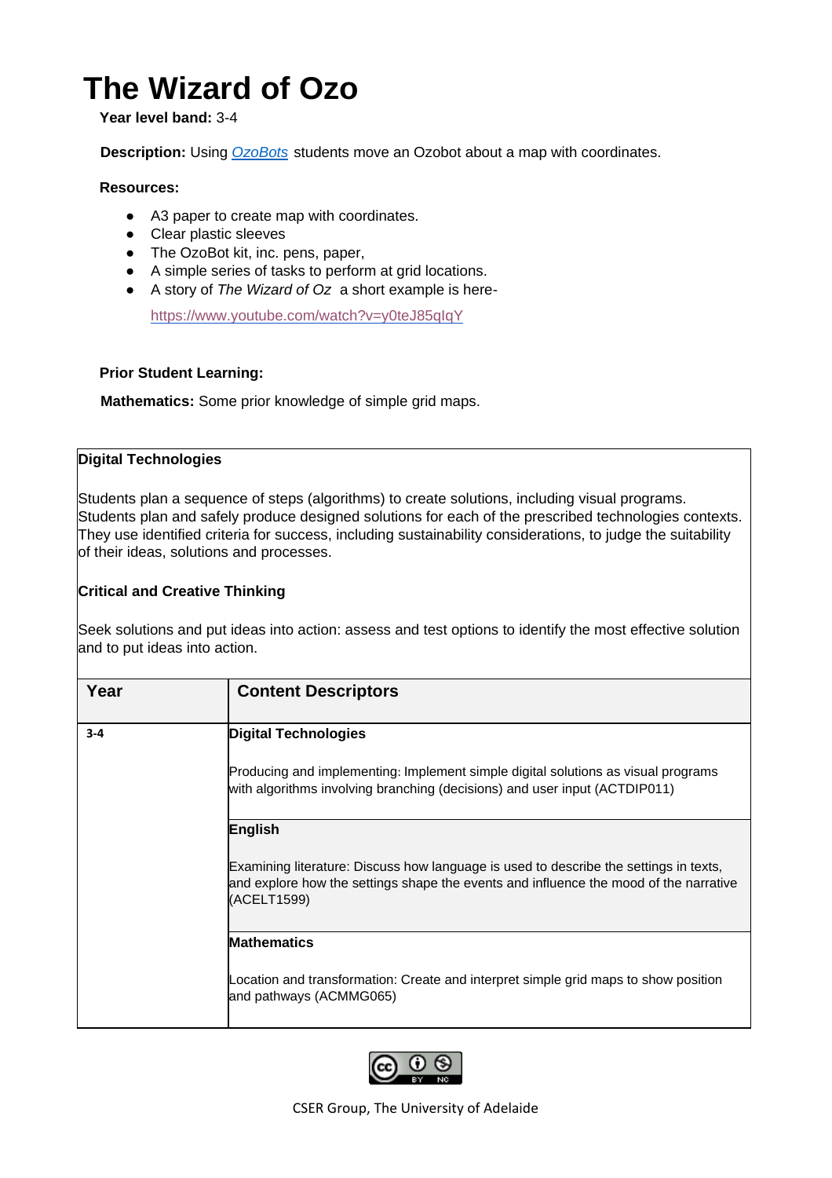# The Wizard of Ozo

**Year level band:** 3-4

**Description:** Using [OzoBots](#) students move an Ozobot about a map with coordinates.

**Resources:**

- A3 paper to create map with coordinates.
- Clear plastic sleeves
- The OzoBot kit, inc. pens, paper,
- A simple series of tasks to perform at grid locations.
- A story of *The Wizard of Oz* a short example is here-

  https://www.youtube.com/watch?v=y0teJ85qIqY

**Prior Student Learning:**

**Mathematics:** Some prior knowledge of simple grid maps.

**Digital Technologies**

Students plan a sequence of steps (algorithms) to create solutions, including visual programs. Students plan and safely produce designed solutions for each of the prescribed technologies contexts. They use identified criteria for success, including sustainability considerations, to judge the suitability of their ideas, solutions and processes.

**Critical and Creative Thinking**

Seek solutions and put ideas into action: assess and test options to identify the most effective solution and to put ideas into action.

| Year | Content Descriptors |
| --- | --- |
| 3-4 | **Digital Technologies**<br><br>Producing and implementing: Implement simple digital solutions as visual programs with algorithms involving branching (decisions) and user input (ACTDIP011) |
| | **English**<br><br>Examining literature: Discuss how language is used to describe the settings in texts, and explore how the settings shape the events and influence the mood of the narrative (ACELT1599) |
| | **Mathematics**<br><br>Location and transformation: Create and interpret simple grid maps to show position and pathways (ACMMG065) |

CSER Group, The University of Adelaide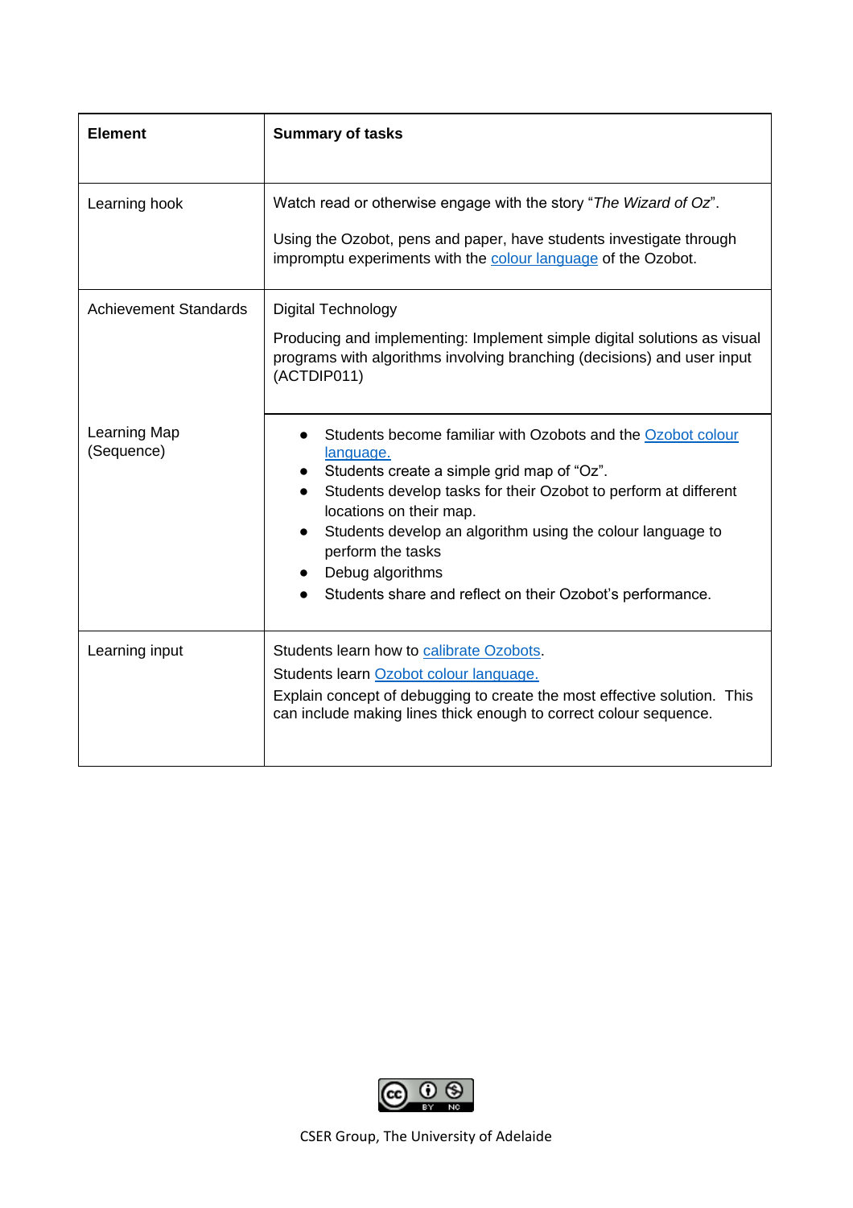| Element | Summary of tasks |
|---|---|
| Learning hook | Watch read or otherwise engage with the story "*The Wizard of Oz*".<br><br>Using the Ozobot, pens and paper, have students investigate through impromptu experiments with the colour language of the Ozobot. |
| Achievement Standards | Digital Technology<br><br>Producing and implementing: Implement simple digital solutions as visual programs with algorithms involving branching (decisions) and user input (ACTDIP011) |
| Learning Map (Sequence) | • Students become familiar with Ozobots and the Ozobot colour language.<br>• Students create a simple grid map of "Oz".<br>• Students develop tasks for their Ozobot to perform at different locations on their map.<br>• Students develop an algorithm using the colour language to perform the tasks<br>• Debug algorithms<br>• Students share and reflect on their Ozobot's performance. |
| Learning input | Students learn how to calibrate Ozobots.<br>Students learn Ozobot colour language.<br>Explain concept of debugging to create the most effective solution. This can include making lines thick enough to correct colour sequence. |

CSER Group, The University of Adelaide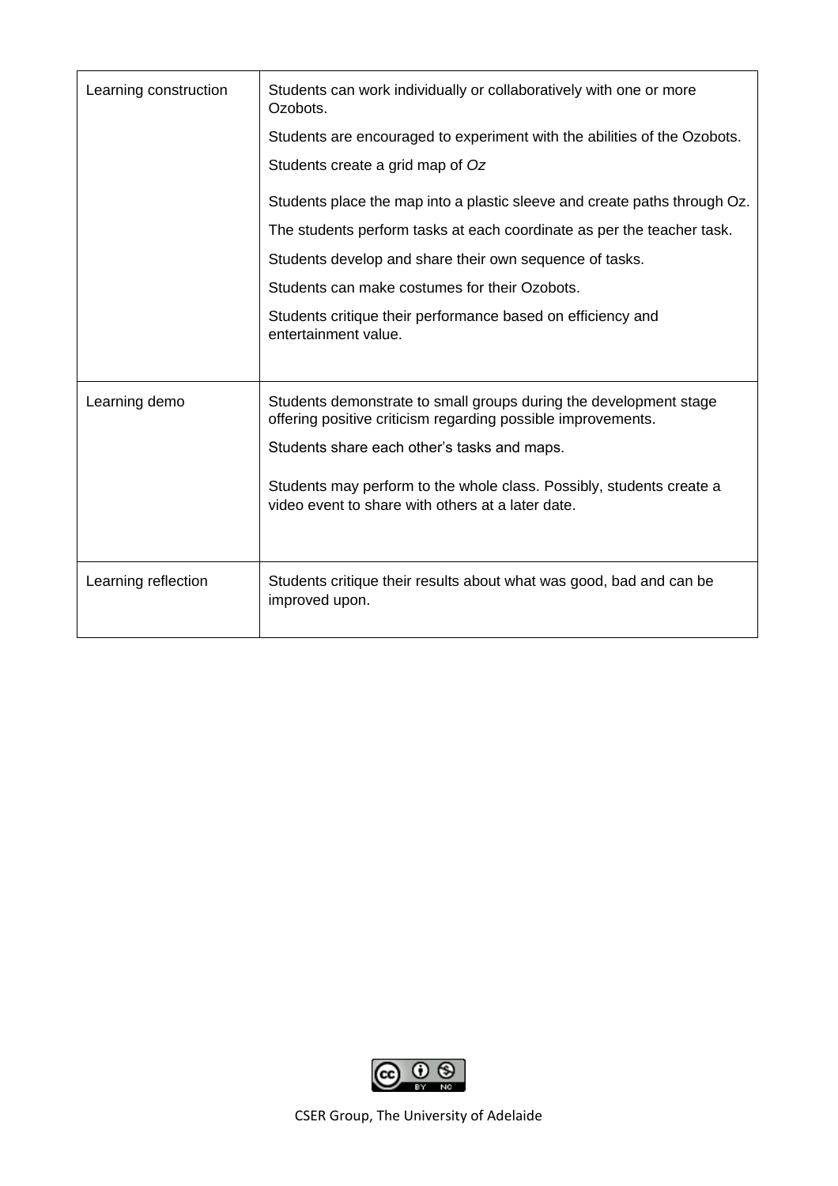| | |
|---|---|
| Learning construction | Students can work individually or collaboratively with one or more Ozobots.<br><br>Students are encouraged to experiment with the abilities of the Ozobots.<br><br>Students create a grid map of *Oz*<br><br>Students place the map into a plastic sleeve and create paths through Oz.<br><br>The students perform tasks at each coordinate as per the teacher task.<br><br>Students develop and share their own sequence of tasks.<br><br>Students can make costumes for their Ozobots.<br><br>Students critique their performance based on efficiency and entertainment value. |
| Learning demo | Students demonstrate to small groups during the development stage offering positive criticism regarding possible improvements.<br><br>Students share each other's tasks and maps.<br><br>Students may perform to the whole class. Possibly, students create a video event to share with others at a later date. |
| Learning reflection | Students critique their results about what was good, bad and can be improved upon. |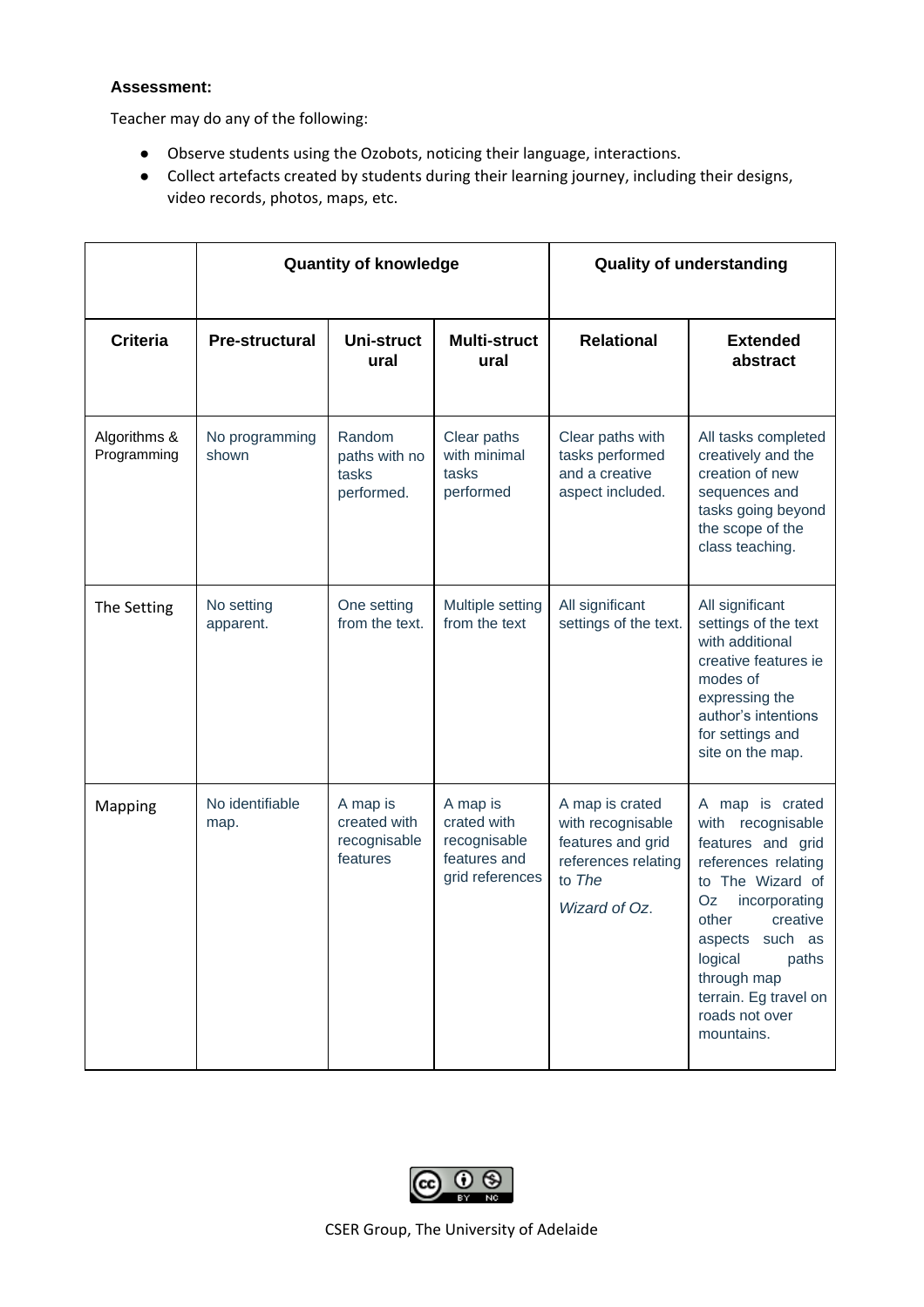**Assessment:**

Teacher may do any of the following:

- Observe students using the Ozobots, noticing their language, interactions.
- Collect artefacts created by students during their learning journey, including their designs, video records, photos, maps, etc.

| | Quantity of knowledge | | | Quality of understanding | |
|---|---|---|---|---|---|
| **Criteria** | **Pre-structural** | **Uni-structural** | **Multi-structural** | **Relational** | **Extended abstract** |
| Algorithms & Programming | No programming shown | Random paths with no tasks performed. | Clear paths with minimal tasks performed | Clear paths with tasks performed and a creative aspect included. | All tasks completed creatively and the creation of new sequences and tasks going beyond the scope of the class teaching. |
| The Setting | No setting apparent. | One setting from the text. | Multiple setting from the text | All significant settings of the text. | All significant settings of the text with additional creative features ie modes of expressing the author's intentions for settings and site on the map. |
| Mapping | No identifiable map. | A map is created with recognisable features | A map is crated with recognisable features and grid references | A map is crated with recognisable features and grid references relating to *The Wizard of Oz*. | A map is crated with recognisable features and grid references relating to The Wizard of Oz incorporating other creative aspects such as logical paths through map terrain. Eg travel on roads not over mountains. |

CSER Group, The University of Adelaide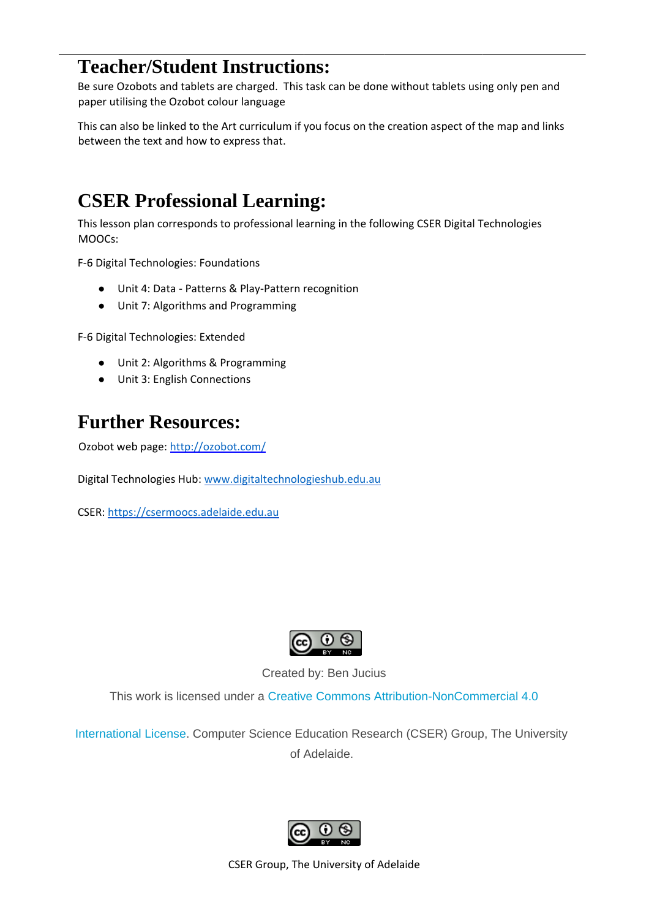## Teacher/Student Instructions:

Be sure Ozobots and tablets are charged. This task can be done without tablets using only pen and paper utilising the Ozobot colour language

This can also be linked to the Art curriculum if you focus on the creation aspect of the map and links between the text and how to express that.

## CSER Professional Learning:

This lesson plan corresponds to professional learning in the following CSER Digital Technologies MOOCs:

F-6 Digital Technologies: Foundations

- Unit 4: Data - Patterns & Play-Pattern recognition
- Unit 7: Algorithms and Programming

F-6 Digital Technologies: Extended

- Unit 2: Algorithms & Programming
- Unit 3: English Connections

## Further Resources:

Ozobot web page: http://ozobot.com/

Digital Technologies Hub: www.digitaltechnologieshub.edu.au

CSER: https://csermoocs.adelaide.edu.au

Created by: Ben Jucius

This work is licensed under a Creative Commons Attribution-NonCommercial 4.0 International License. Computer Science Education Research (CSER) Group, The University of Adelaide.

CSER Group, The University of Adelaide